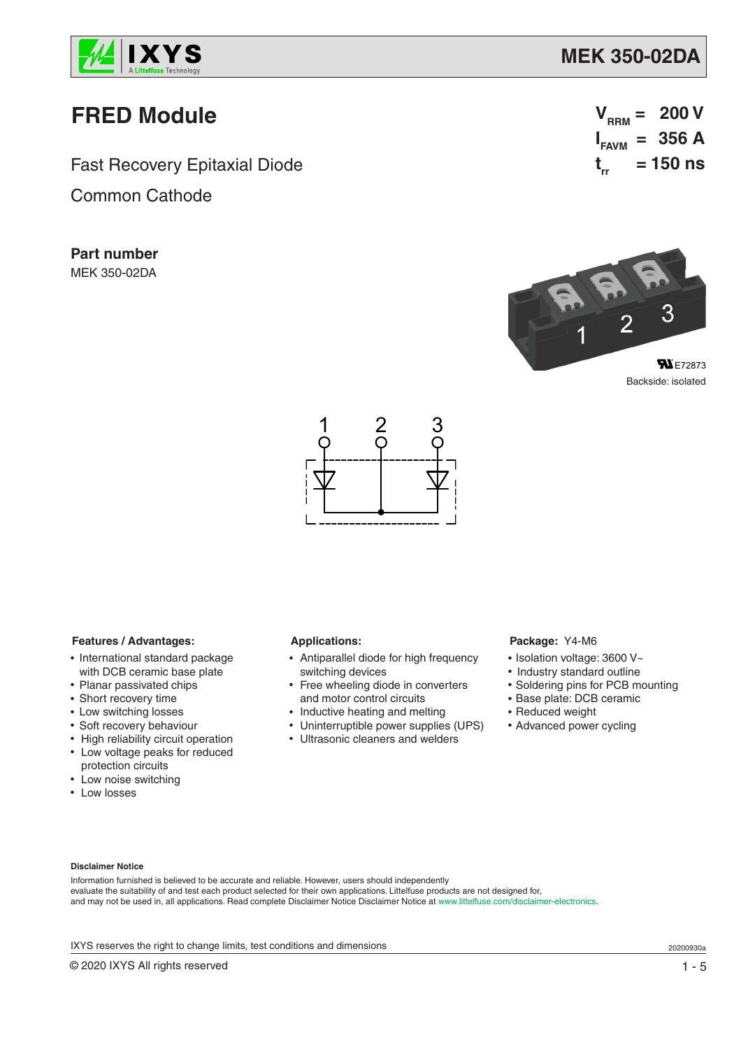# MEK 350-02DA

## FRED Module

$V_{RRM}$ = 200 V
$I_{FAVM}$ = 356 A
$t_{rr}$ = 150 ns

Fast Recovery Epitaxial Diode

Common Cathode

**Part number**

MEK 350-02DA

E72873

Backside: isolated

1 2 3

**Features / Advantages:**

- International standard package with DCB ceramic base plate
- Planar passivated chips
- Short recovery time
- Low switching losses
- Soft recovery behaviour
- High reliability circuit operation
- Low voltage peaks for reduced protection circuits
- Low noise switching
- Low losses

**Applications:**

- Antiparallel diode for high frequency switching devices
- Free wheeling diode in converters and motor control circuits
- Inductive heating and melting
- Uninterruptible power supplies (UPS)
- Ultrasonic cleaners and welders

**Package:** Y4-M6

- Isolation voltage: 3600 V~
- Industry standard outline
- Soldering pins for PCB mounting
- Base plate: DCB ceramic
- Reduced weight
- Advanced power cycling

**Disclaimer Notice**

Information furnished is believed to be accurate and reliable. However, users should independently evaluate the suitability of and test each product selected for their own applications. Littelfuse products are not designed for, and may not be used in, all applications. Read complete Disclaimer Notice Disclaimer Notice at www.littelfuse.com/disclaimer-electronics.

IXYS reserves the right to change limits, test conditions and dimensions

20200930a

© 2020 IXYS All rights reserved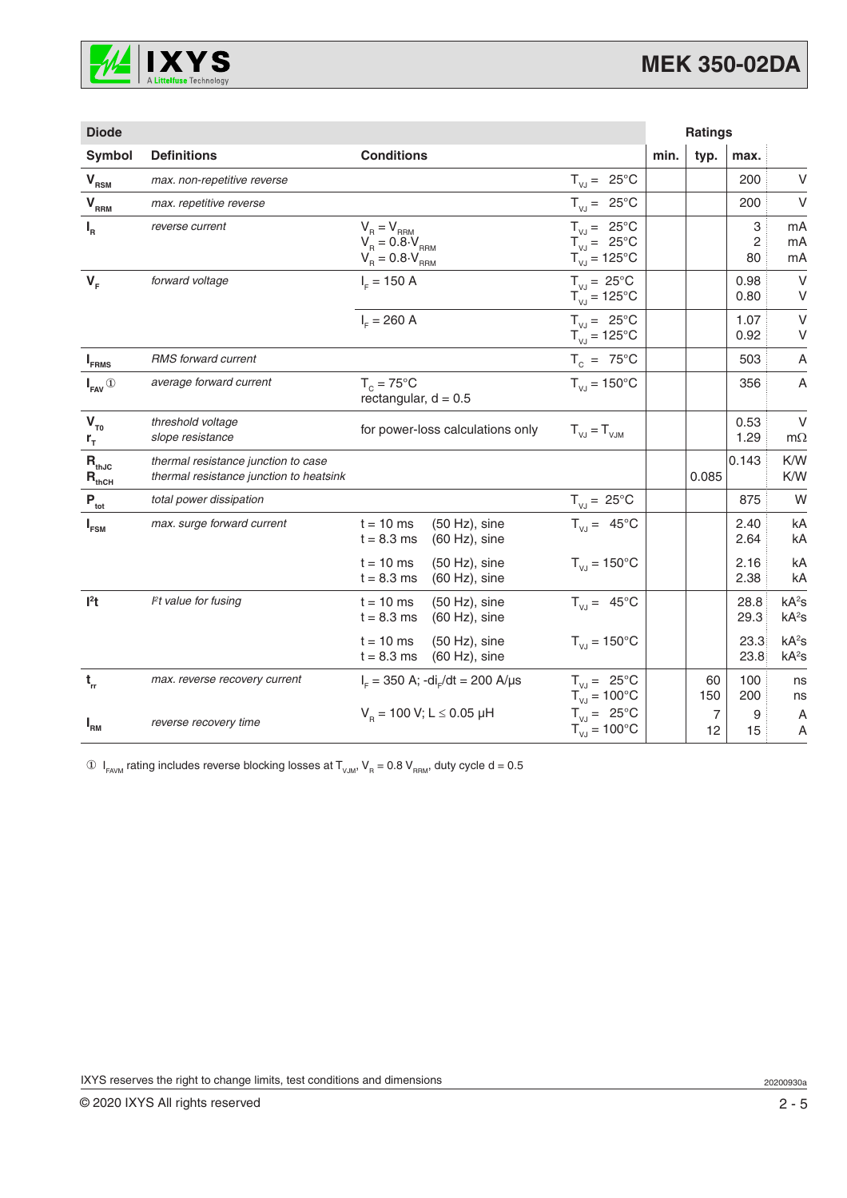| Diode | | | | Ratings | | | |
|---|---|---|---|---|---|---|---|
| **Symbol** | **Definitions** | **Conditions** | | **min.** | **typ.** | **max.** | |
| $V_{RSM}$ | *max. non-repetitive reverse* | | $T_{VJ}$ = 25°C | | | 200 | V |
| $V_{RRM}$ | *max. repetitive reverse* | | $T_{VJ}$ = 25°C | | | 200 | V |
| $I_R$ | *reverse current* | $V_R = V_{RRM}$<br>$V_R = 0.8 \cdot V_{RRM}$<br>$V_R = 0.8 \cdot V_{RRM}$ | $T_{VJ}$ = 25°C<br>$T_{VJ}$ = 25°C<br>$T_{VJ}$ = 125°C | | | 3<br>2<br>80 | mA<br>mA<br>mA |
| $V_F$ | *forward voltage* | $I_F$ = 150 A | $T_{VJ}$ = 25°C<br>$T_{VJ}$ = 125°C | | | 0.98<br>0.80 | V<br>V |
| | | $I_F$ = 260 A | $T_{VJ}$ = 25°C<br>$T_{VJ}$ = 125°C | | | 1.07<br>0.92 | V<br>V |
| $I_{FRMS}$ | *RMS forward current* | | $T_C$ = 75°C | | | 503 | A |
| $I_{FAV}$ ① | *average forward current* | $T_C$ = 75°C<br>rectangular, d = 0.5 | $T_{VJ}$ = 150°C | | | 356 | A |
| $V_{T0}$<br>$r_T$ | *threshold voltage*<br>*slope resistance* | for power-loss calculations only | $T_{VJ} = T_{VJM}$ | | | 0.53<br>1.29 | V<br>mΩ |
| $R_{thJC}$<br>$R_{thCH}$ | *thermal resistance junction to case*<br>*thermal resistance junction to heatsink* | | | | <br>0.085 | 0.143 | K/W<br>K/W |
| $P_{tot}$ | *total power dissipation* | | $T_{VJ}$ = 25°C | | | 875 | W |
| $I_{FSM}$ | *max. surge forward current* | t = 10 ms (50 Hz), sine<br>t = 8.3 ms (60 Hz), sine | $T_{VJ}$ = 45°C | | | 2.40<br>2.64 | kA<br>kA |
| | | t = 10 ms (50 Hz), sine<br>t = 8.3 ms (60 Hz), sine | $T_{VJ}$ = 150°C | | | 2.16<br>2.38 | kA<br>kA |
| $I^2t$ | *$I^2t$ value for fusing* | t = 10 ms (50 Hz), sine<br>t = 8.3 ms (60 Hz), sine | $T_{VJ}$ = 45°C | | | 28.8<br>29.3 | $kA^2s$<br>$kA^2s$ |
| | | t = 10 ms (50 Hz), sine<br>t = 8.3 ms (60 Hz), sine | $T_{VJ}$ = 150°C | | | 23.3<br>23.8 | $kA^2s$<br>$kA^2s$ |
| $t_{rr}$ | *max. reverse recovery current* | $I_F$ = 350 A; $-di_F/dt$ = 200 A/µs | $T_{VJ}$ = 25°C<br>$T_{VJ}$ = 100°C | | 60<br>150 | 100<br>200 | ns<br>ns |
| $I_{RM}$ | *reverse recovery time* | $V_R$ = 100 V; L ≤ 0.05 µH | $T_{VJ}$ = 25°C<br>$T_{VJ}$ = 100°C | | 7<br>12 | 9<br>15 | A<br>A |

① $I_{FAVM}$ rating includes reverse blocking losses at $T_{VJM}$, $V_R = 0.8\ V_{RRM}$, duty cycle d = 0.5

IXYS reserves the right to change limits, test conditions and dimensions

20200930a

© 2020 IXYS All rights reserved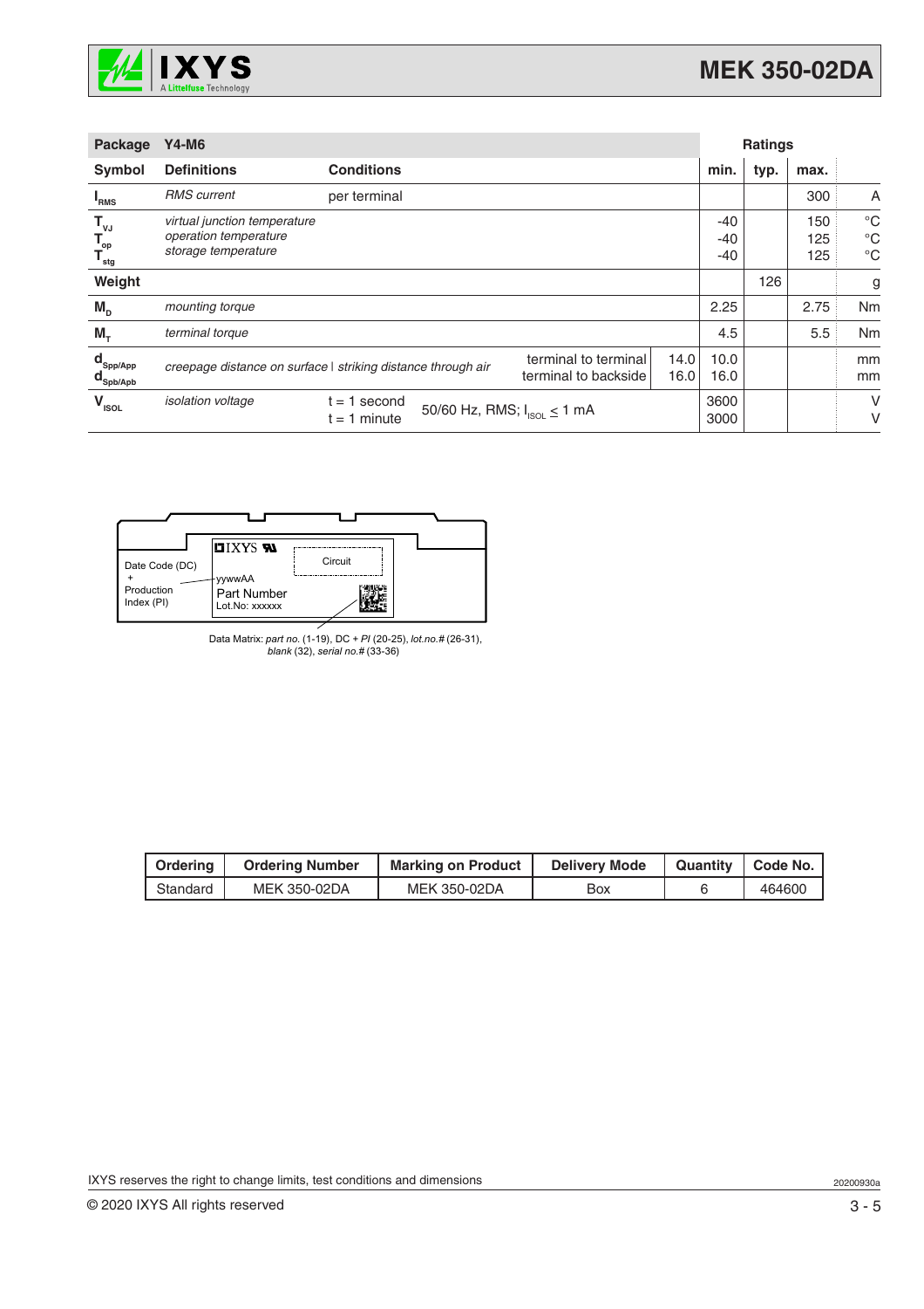## Package Y4-M6

| Symbol | Definitions | Conditions | | | min. | typ. | max. | |
|---|---|---|---|---|---|---|---|---|
| $I_{RMS}$ | *RMS current* | per terminal | | | | | 300 | A |
| $T_{VJ}$ | *virtual junction temperature* | | | | -40 | | 150 | °C |
| $T_{op}$ | *operation temperature* | | | | -40 | | 125 | °C |
| $T_{stg}$ | *storage temperature* | | | | -40 | | 125 | °C |
| **Weight** | | | | | | 126 | | g |
| $M_D$ | *mounting torque* | | | | 2.25 | | 2.75 | Nm |
| $M_T$ | *terminal torque* | | | | 4.5 | | 5.5 | Nm |
| $d_{Spp/App}$ | *creepage distance on surface* \| *striking distance through air* | | terminal to terminal | 14.0 | 10.0 | | | mm |
| $d_{Spb/Apb}$ | | | terminal to backside | 16.0 | 16.0 | | | mm |
| $V_{ISOL}$ | *isolation voltage* | t = 1 second | 50/60 Hz, RMS; $I_{ISOL} \leq 1$ mA | | 3600 | | | V |
| | | t = 1 minute | | | 3000 | | | V |

Date Code (DC) + Production Index (PI)

IXYS

Circuit

yywwAA

Part Number

Lot.No: xxxxxx

Data Matrix: *part no.* (1-19), DC + *PI* (20-25), *lot.no.#* (26-31), *blank* (32), *serial no.#* (33-36)

| Ordering | Ordering Number | Marking on Product | Delivery Mode | Quantity | Code No. |
|---|---|---|---|---|---|
| Standard | MEK 350-02DA | MEK 350-02DA | Box | 6 | 464600 |

IXYS reserves the right to change limits, test conditions and dimensions

20200930a

© 2020 IXYS All rights reserved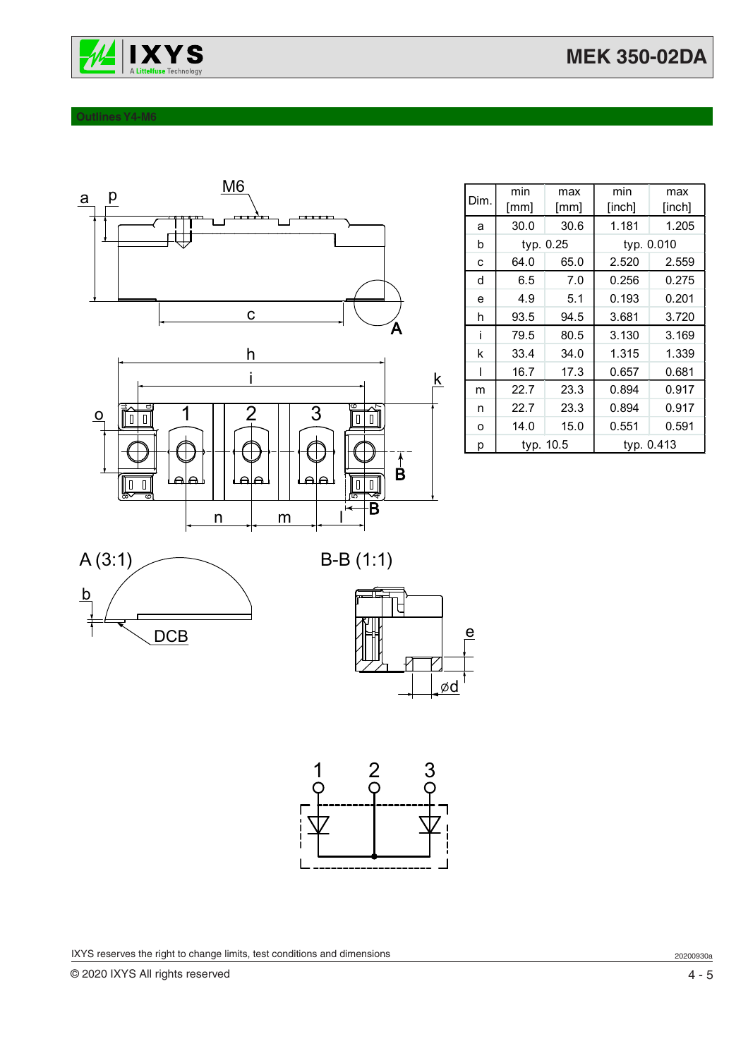## Outlines Y4-M6

| Dim. | min [mm] | max [mm] | min [inch] | max [inch] |
|---|---|---|---|---|
| a | 30.0 | 30.6 | 1.181 | 1.205 |
| b | typ. 0.25 | | typ. 0.010 | |
| c | 64.0 | 65.0 | 2.520 | 2.559 |
| d | 6.5 | 7.0 | 0.256 | 0.275 |
| e | 4.9 | 5.1 | 0.193 | 0.201 |
| h | 93.5 | 94.5 | 3.681 | 3.720 |
| i | 79.5 | 80.5 | 3.130 | 3.169 |
| k | 33.4 | 34.0 | 1.315 | 1.339 |
| l | 16.7 | 17.3 | 0.657 | 0.681 |
| m | 22.7 | 23.3 | 0.894 | 0.917 |
| n | 22.7 | 23.3 | 0.894 | 0.917 |
| o | 14.0 | 15.0 | 0.551 | 0.591 |
| p | typ. 10.5 | | typ. 0.413 | |

A (3:1)

B-B (1:1)

IXYS reserves the right to change limits, test conditions and dimensions

© 2020 IXYS All rights reserved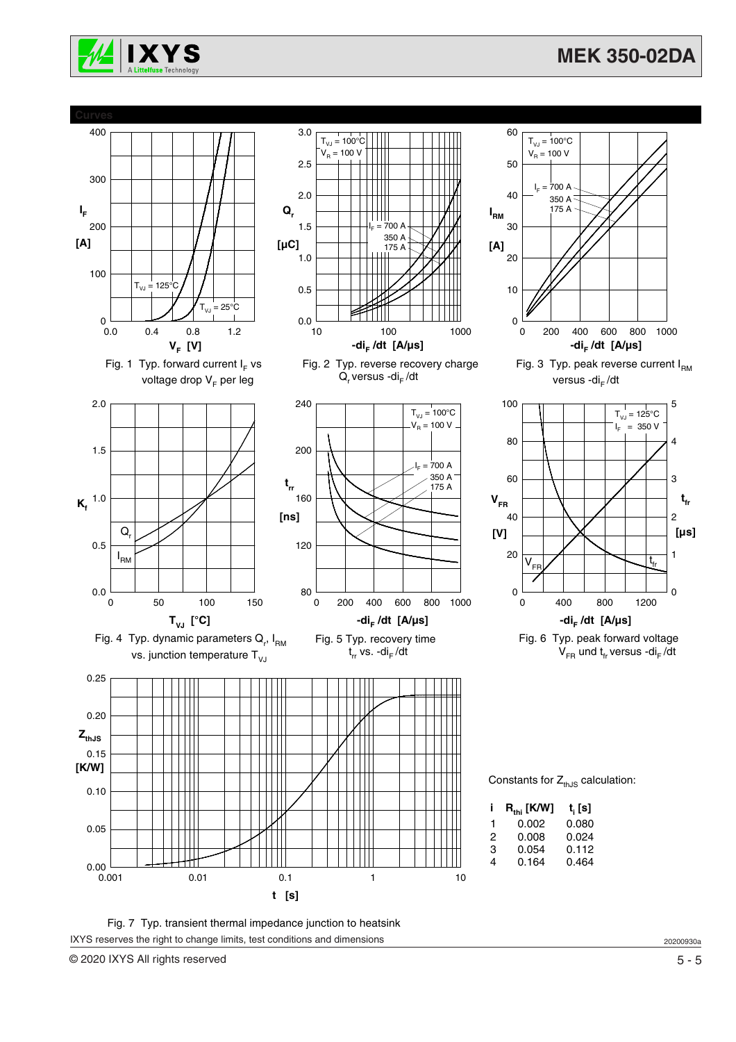## Curves

400
300
$I_F$
200
[A]
100
0
0.0 0.4 0.8 1.2
$V_F$ [V]
$T_{VJ}$ = 125°C
$T_{VJ}$ = 25°C

Fig. 1 Typ. forward current $I_F$ vs voltage drop $V_F$ per leg

3.0
2.5
2.0
$Q_r$
1.5
[µC]
1.0
0.5
0.0
10 100 1000
$-di_F/dt$ [A/µs]
$T_{VJ}$ = 100°C
$V_R$ = 100 V
$I_F$ = 700 A
350 A
175 A

Fig. 2 Typ. reverse recovery charge $Q_r$ versus $-di_F/dt$

60
50
40
$I_{RM}$
30
[A]
20
10
0
0 200 400 600 800 1000
$-di_F/dt$ [A/µs]
$T_{VJ}$ = 100°C
$V_R$ = 100 V
$I_F$ = 700 A
350 A
175 A

Fig. 3 Typ. peak reverse current $I_{RM}$ versus $-di_F/dt$

2.0
1.5
$K_f$ 1.0
0.5
0.0
0 50 100 150
$T_{VJ}$ [°C]
$Q_r$
$I_{RM}$

Fig. 4 Typ. dynamic parameters $Q_r$, $I_{RM}$ vs. junction temperature $T_{VJ}$

240
200
$t_{rr}$
160
[ns]
120
80
0 200 400 600 800 1000
$-di_F/dt$ [A/µs]
$T_{VJ}$ = 100°C
$V_R$ = 100 V
$I_F$ = 700 A
350 A
175 A

Fig. 5 Typ. recovery time $t_{rr}$ vs. $-di_F/dt$

100
80
60
$V_{FR}$
40
[V]
20
0
0 400 800 1200
$-di_F/dt$ [A/µs]
5
4
3
$t_{fr}$
2
[µs]
1
0
$T_{VJ}$ = 125°C
$I_F$ = 350 V
$V_{FR}$
$t_{fr}$

Fig. 6 Typ. peak forward voltage $V_{FR}$ und $t_{fr}$ versus $-di_F/dt$

0.25
0.20
$Z_{thJS}$
0.15
[K/W]
0.10
0.05
0.00
0.001 0.01 0.1 1 10
t [s]

Fig. 7 Typ. transient thermal impedance junction to heatsink

Constants for $Z_{thJS}$ calculation:

| i | $R_{thi}$ [K/W] | $t_i$ [s] |
|---|---|---|
| 1 | 0.002 | 0.080 |
| 2 | 0.008 | 0.024 |
| 3 | 0.054 | 0.112 |
| 4 | 0.164 | 0.464 |

IXYS reserves the right to change limits, test conditions and dimensions

20200930a

© 2020 IXYS All rights reserved